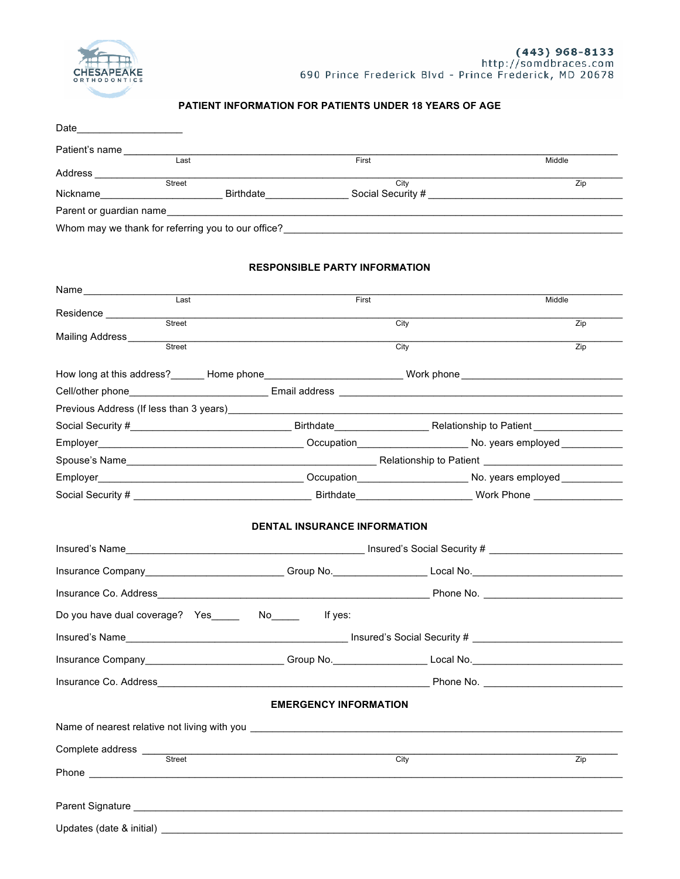CHESAPEAKE ORTHODONTICS

(443) 968-8133
http://somdbraces.com
690 Prince Frederick Blvd - Prince Frederick, MD 20678

## PATIENT INFORMATION FOR PATIENTS UNDER 18 YEARS OF AGE

Date___________________

Patient's name ___________________________________________________________________________
Last First Middle

Address ________________________________________________________________________________
Street City Zip

Nickname_____________________ Birthdate_______________ Social Security # ___________________________________

Parent or guardian name__________________________________________________________________________

Whom may we thank for referring you to our office?_______________________________________________________

## RESPONSIBLE PARTY INFORMATION

Name___________________________________________________________________________________
Last First Middle

Residence _______________________________________________________________________________
Street City Zip

Mailing Address___________________________________________________________________________
Street City Zip

How long at this address?______ Home phone________________________ Work phone _____________________________

Cell/other phone________________________ Email address ______________________________________________

Previous Address (If less than 3 years)_______________________________________________________________

Social Security #____________________________ Birthdate________________ Relationship to Patient ________________

Employer____________________________________ Occupation___________________ No. years employed ___________

Spouse's Name___________________________________________ Relationship to Patient ________________________

Employer____________________________________ Occupation___________________ No. years employed ___________

Social Security # ______________________________ Birthdate____________________ Work Phone ________________

## DENTAL INSURANCE INFORMATION

Insured's Name_________________________________________ Insured's Social Security # _______________________

Insurance Company________________________ Group No.________________ Local No.__________________________

Insurance Co. Address_______________________________________________ Phone No. ________________________

Do you have dual coverage? Yes_____ No_____ If yes:

Insured's Name______________________________________ Insured's Social Security # __________________________

Insurance Company________________________ Group No.________________ Local No.__________________________

Insurance Co. Address_______________________________________________ Phone No. ________________________

## EMERGENCY INFORMATION

Name of nearest relative not living with you _______________________________________________________________

Complete address _________________________________________________________________________
Street City Zip

Phone ___________________________________________________________________________________

Parent Signature __________________________________________________________________________

Updates (date & initial) ____________________________________________________________________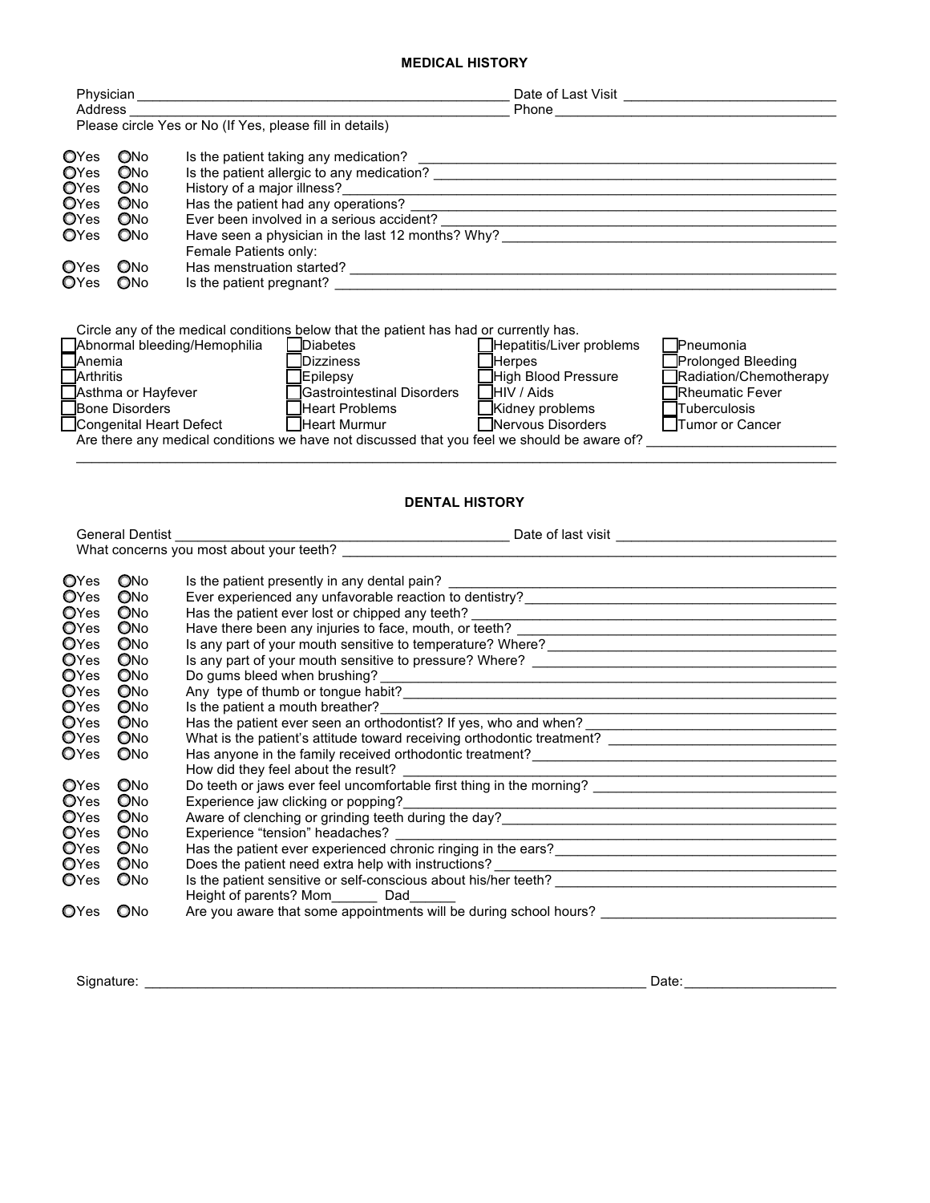## MEDICAL HISTORY

Physician ______________________________________________ Date of Last Visit ___________________________
Address _______________________________________________ Phone ____________________________________

Please circle Yes or No (If Yes, please fill in details)

- ○Yes ○No Is the patient taking any medication? ______________________________________________________
- ○Yes ○No Is the patient allergic to any medication? __________________________________________________
- ○Yes ○No History of a major illness? ______________________________________________________________
- ○Yes ○No Has the patient had any operations? _____________________________________________________
- ○Yes ○No Ever been involved in a serious accident? _________________________________________________
- ○Yes ○No Have seen a physician in the last 12 months? Why? ___________________________________________

Female Patients only:

- ○Yes ○No Has menstruation started? ______________________________________________________________
- ○Yes ○No Is the patient pregnant? ________________________________________________________________

Circle any of the medical conditions below that the patient has had or currently has.

| | | | |
|---|---|---|---|
| ☐ Abnormal bleeding/Hemophilia | ☐ Diabetes | ☐ Hepatitis/Liver problems | ☐ Pneumonia |
| ☐ Anemia | ☐ Dizziness | ☐ Herpes | ☐ Prolonged Bleeding |
| ☐ Arthritis | ☐ Epilepsy | ☐ High Blood Pressure | ☐ Radiation/Chemotherapy |
| ☐ Asthma or Hayfever | ☐ Gastrointestinal Disorders | ☐ HIV / Aids | ☐ Rheumatic Fever |
| ☐ Bone Disorders | ☐ Heart Problems | ☐ Kidney problems | ☐ Tuberculosis |
| ☐ Congenital Heart Defect | ☐ Heart Murmur | ☐ Nervous Disorders | ☐ Tumor or Cancer |

Are there any medical conditions we have not discussed that you feel we should be aware of? ______________________
__________________________________________________________________________________________

## DENTAL HISTORY

General Dentist ________________________________________ Date of last visit ___________________________
What concerns you most about your teeth? ___________________________________________________________

- ○Yes ○No Is the patient presently in any dental pain? _______________________________________________
- ○Yes ○No Ever experienced any unfavorable reaction to dentistry? _____________________________________
- ○Yes ○No Has the patient ever lost or chipped any teeth? _____________________________________________
- ○Yes ○No Have there been any injuries to face, mouth, or teeth? _______________________________________
- ○Yes ○No Is any part of your mouth sensitive to temperature? Where? ___________________________________
- ○Yes ○No Is any part of your mouth sensitive to pressure? Where? ______________________________________
- ○Yes ○No Do gums bleed when brushing? _____________________________________________________
- ○Yes ○No Any type of thumb or tongue habit? __________________________________________________
- ○Yes ○No Is the patient a mouth breather? ___________________________________________________
- ○Yes ○No Has the patient ever seen an orthodontist? If yes, who and when? _________________________
- ○Yes ○No What is the patient's attitude toward receiving orthodontic treatment? ______________________
- ○Yes ○No Has anyone in the family received orthodontic treatment? _______________________________

How did they feel about the result? _______________________________________________________

- ○Yes ○No Do teeth or jaws ever feel uncomfortable first thing in the morning? ________________________
- ○Yes ○No Experience jaw clicking or popping? _______________________________________________
- ○Yes ○No Aware of clenching or grinding teeth during the day? __________________________________
- ○Yes ○No Experience "tension" headaches? ___________________________________________________
- ○Yes ○No Has the patient ever experienced chronic ringing in the ears? ____________________________
- ○Yes ○No Does the patient need extra help with instructions? ____________________________________
- ○Yes ○No Is the patient sensitive or self-conscious about his/her teeth? ____________________________

Height of parents? Mom______ Dad______

- ○Yes ○No Are you aware that some appointments will be during school hours? _______________________

Signature: ______________________________________________________________ Date: ____________________